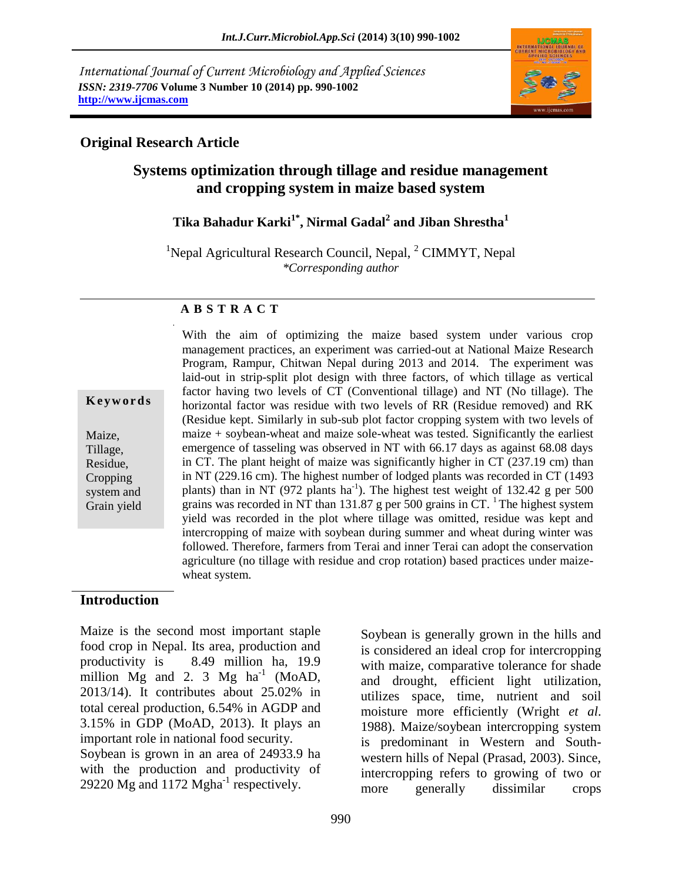International Journal of Current Microbiology and Applied Sciences
*ISSN: 2319-7706* **Volume 3 Number 10 (2014) pp. 990-1002**
**http://www.ijcmas.com**

**Original Research Article**

# Systems optimization through tillage and residue management and cropping system in maize based system

**Tika Bahadur Karki[1*], Nirmal Gadal[2] and Jiban Shrestha[1]**

[1]Nepal Agricultural Research Council, Nepal, [2] CIMMYT, Nepal
*\*Corresponding author*

## A B S T R A C T

**Keywords**

Maize, Tillage, Residue, Cropping system and Grain yield

With the aim of optimizing the maize based system under various crop management practices, an experiment was carried-out at National Maize Research Program, Rampur, Chitwan Nepal during 2013 and 2014. The experiment was laid-out in strip-split plot design with three factors, of which tillage as vertical factor having two levels of CT (Conventional tillage) and NT (No tillage). The horizontal factor was residue with two levels of RR (Residue removed) and RK (Residue kept. Similarly in sub-sub plot factor cropping system with two levels of maize + soybean-wheat and maize sole-wheat was tested. Significantly the earliest emergence of tasseling was observed in NT with 66.17 days as against 68.08 days in CT. The plant height of maize was significantly higher in CT (237.19 cm) than in NT (229.16 cm). The highest number of lodged plants was recorded in CT (1493 plants) than in NT (972 plants $ha^{-1}$). The highest test weight of 132.42 g per 500 grains was recorded in NT than 131.87 g per 500 grains in CT. [1] The highest system yield was recorded in the plot where tillage was omitted, residue was kept and intercropping of maize with soybean during summer and wheat during winter was followed. Therefore, farmers from Terai and inner Terai can adopt the conservation agriculture (no tillage with residue and crop rotation) based practices under maize-wheat system.

## Introduction

Maize is the second most important staple food crop in Nepal. Its area, production and productivity is 8.49 million ha, 19.9 million Mg and 2. 3 Mg $ha^{-1}$ (MoAD, 2013/14). It contributes about 25.02% in total cereal production, 6.54% in AGDP and 3.15% in GDP (MoAD, 2013). It plays an important role in national food security.
Soybean is grown in an area of 24933.9 ha with the production and productivity of 29220 Mg and 1172 $Mgha^{-1}$ respectively.

Soybean is generally grown in the hills and is considered an ideal crop for intercropping with maize, comparative tolerance for shade and drought, efficient light utilization, utilizes space, time, nutrient and soil moisture more efficiently (Wright *et al*. 1988). Maize/soybean intercropping system is predominant in Western and South-western hills of Nepal (Prasad, 2003). Since, intercropping refers to growing of two or more generally dissimilar crops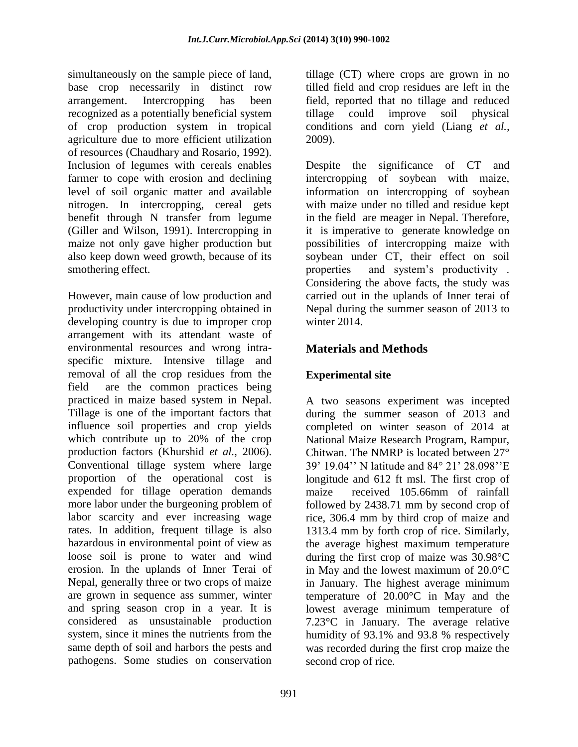simultaneously on the sample piece of land, base crop necessarily in distinct row arrangement. Intercropping has been recognized as a potentially beneficial system of crop production system in tropical agriculture due to more efficient utilization of resources (Chaudhary and Rosario, 1992). Inclusion of legumes with cereals enables farmer to cope with erosion and declining level of soil organic matter and available nitrogen. In intercropping, cereal gets benefit through N transfer from legume (Giller and Wilson, 1991). Intercropping in maize not only gave higher production but also keep down weed growth, because of its smothering effect.

However, main cause of low production and productivity under intercropping obtained in developing country is due to improper crop arrangement with its attendant waste of environmental resources and wrong intra-specific mixture. Intensive tillage and removal of all the crop residues from the field are the common practices being practiced in maize based system in Nepal. Tillage is one of the important factors that influence soil properties and crop yields which contribute up to 20% of the crop production factors (Khurshid *et al.,* 2006). Conventional tillage system where large proportion of the operational cost is expended for tillage operation demands more labor under the burgeoning problem of labor scarcity and ever increasing wage rates. In addition, frequent tillage is also hazardous in environmental point of view as loose soil is prone to water and wind erosion. In the uplands of Inner Terai of Nepal, generally three or two crops of maize are grown in sequence ass summer, winter and spring season crop in a year. It is considered as unsustainable production system, since it mines the nutrients from the same depth of soil and harbors the pests and pathogens. Some studies on conservation tillage (CT) where crops are grown in no tilled field and crop residues are left in the field, reported that no tillage and reduced tillage could improve soil physical conditions and corn yield (Liang *et al.,* 2009).

Despite the significance of CT and intercropping of soybean with maize, information on intercropping of soybean with maize under no tilled and residue kept in the field are meager in Nepal. Therefore, it is imperative to generate knowledge on possibilities of intercropping maize with soybean under CT, their effect on soil properties and system's productivity . Considering the above facts, the study was carried out in the uplands of Inner terai of Nepal during the summer season of 2013 to winter 2014.

## Materials and Methods

### Experimental site

A two seasons experiment was incepted during the summer season of 2013 and completed on winter season of 2014 at National Maize Research Program, Rampur, Chitwan. The NMRP is located between 27° 39' 19.04'' N latitude and 84° 21' 28.098''E longitude and 612 ft msl. The first crop of maize received 105.66mm of rainfall followed by 2438.71 mm by second crop of rice, 306.4 mm by third crop of maize and 1313.4 mm by forth crop of rice. Similarly, the average highest maximum temperature during the first crop of maize was 30.98°C in May and the lowest maximum of 20.0°C in January. The highest average minimum temperature of 20.00°C in May and the lowest average minimum temperature of 7.23°C in January. The average relative humidity of 93.1% and 93.8 % respectively was recorded during the first crop maize the second crop of rice.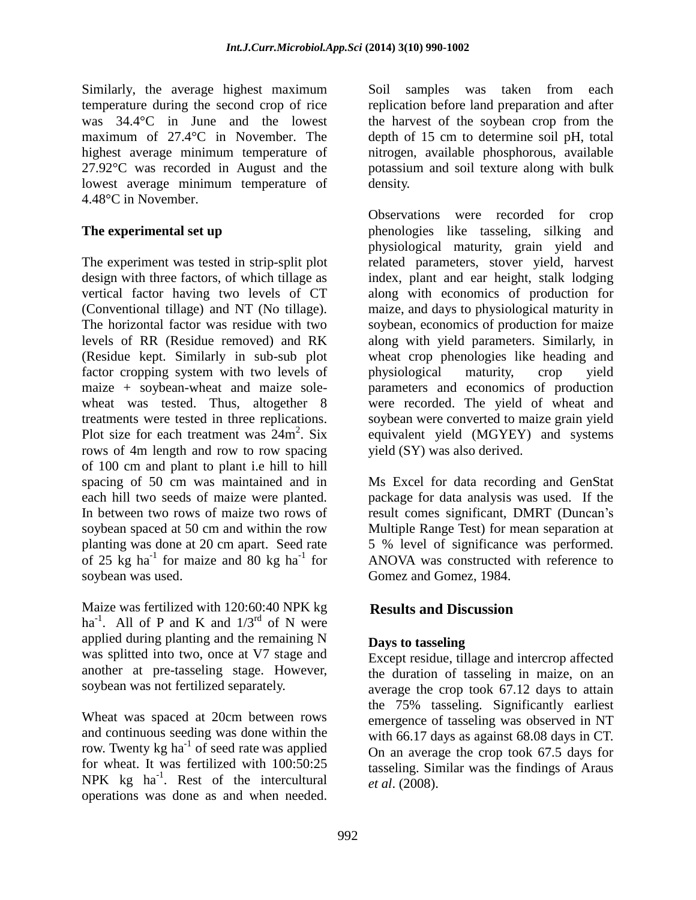Similarly, the average highest maximum temperature during the second crop of rice was 34.4°C in June and the lowest maximum of 27.4°C in November. The highest average minimum temperature of 27.92°C was recorded in August and the lowest average minimum temperature of 4.48°C in November.

### The experimental set up

The experiment was tested in strip-split plot design with three factors, of which tillage as vertical factor having two levels of CT (Conventional tillage) and NT (No tillage). The horizontal factor was residue with two levels of RR (Residue removed) and RK (Residue kept. Similarly in sub-sub plot factor cropping system with two levels of maize + soybean-wheat and maize sole-wheat was tested. Thus, altogether 8 treatments were tested in three replications. Plot size for each treatment was $24m^2$. Six rows of 4m length and row to row spacing of 100 cm and plant to plant i.e hill to hill spacing of 50 cm was maintained and in each hill two seeds of maize were planted. In between two rows of maize two rows of soybean spaced at 50 cm and within the row planting was done at 20 cm apart. Seed rate of 25 kg $ha^{-1}$ for maize and 80 kg $ha^{-1}$ for soybean was used.

Maize was fertilized with 120:60:40 NPK kg $ha^{-1}$. All of P and K and $1/3^{rd}$ of N were applied during planting and the remaining N was splitted into two, once at V7 stage and another at pre-tasseling stage. However, soybean was not fertilized separately.

Wheat was spaced at 20cm between rows and continuous seeding was done within the row. Twenty kg $ha^{-1}$ of seed rate was applied for wheat. It was fertilized with 100:50:25 NPK kg $ha^{-1}$. Rest of the intercultural operations was done as and when needed. Soil samples was taken from each replication before land preparation and after the harvest of the soybean crop from the depth of 15 cm to determine soil pH, total nitrogen, available phosphorous, available potassium and soil texture along with bulk density.

Observations were recorded for crop phenologies like tasseling, silking and physiological maturity, grain yield and related parameters, stover yield, harvest index, plant and ear height, stalk lodging along with economics of production for maize, and days to physiological maturity in soybean, economics of production for maize along with yield parameters. Similarly, in wheat crop phenologies like heading and physiological maturity, crop yield parameters and economics of production were recorded. The yield of wheat and soybean were converted to maize grain yield equivalent yield (MGYEY) and systems yield (SY) was also derived.

Ms Excel for data recording and GenStat package for data analysis was used. If the result comes significant, DMRT (Duncan's Multiple Range Test) for mean separation at 5 % level of significance was performed. ANOVA was constructed with reference to Gomez and Gomez, 1984.

## Results and Discussion

### Days to tasseling

Except residue, tillage and intercrop affected the duration of tasseling in maize, on an average the crop took 67.12 days to attain the 75% tasseling. Significantly earliest emergence of tasseling was observed in NT with 66.17 days as against 68.08 days in CT. On an average the crop took 67.5 days for tasseling. Similar was the findings of Araus *et al*. (2008).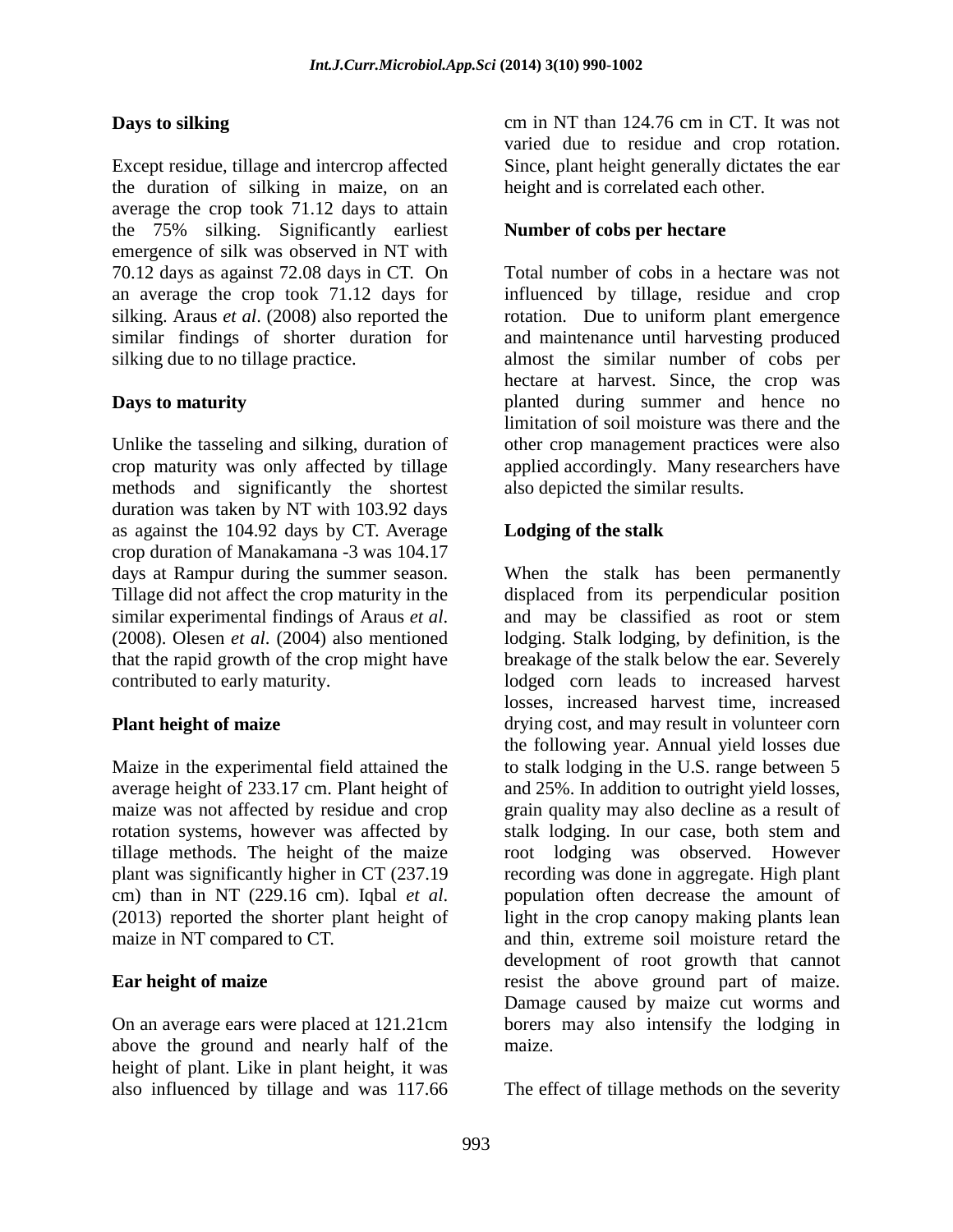### Days to silking

Except residue, tillage and intercrop affected the duration of silking in maize, on an average the crop took 71.12 days to attain the 75% silking. Significantly earliest emergence of silk was observed in NT with 70.12 days as against 72.08 days in CT. On an average the crop took 71.12 days for silking. Araus *et al*. (2008) also reported the similar findings of shorter duration for silking due to no tillage practice.

### Days to maturity

Unlike the tasseling and silking, duration of crop maturity was only affected by tillage methods and significantly the shortest duration was taken by NT with 103.92 days as against the 104.92 days by CT. Average crop duration of Manakamana -3 was 104.17 days at Rampur during the summer season. Tillage did not affect the crop maturity in the similar experimental findings of Araus *et al*. (2008). Olesen *et al*. (2004) also mentioned that the rapid growth of the crop might have contributed to early maturity.

### Plant height of maize

Maize in the experimental field attained the average height of 233.17 cm. Plant height of maize was not affected by residue and crop rotation systems, however was affected by tillage methods. The height of the maize plant was significantly higher in CT (237.19 cm) than in NT (229.16 cm). Iqbal *et al*. (2013) reported the shorter plant height of maize in NT compared to CT.

### Ear height of maize

On an average ears were placed at 121.21cm above the ground and nearly half of the height of plant. Like in plant height, it was also influenced by tillage and was 117.66 cm in NT than 124.76 cm in CT. It was not varied due to residue and crop rotation. Since, plant height generally dictates the ear height and is correlated each other.

### Number of cobs per hectare

Total number of cobs in a hectare was not influenced by tillage, residue and crop rotation. Due to uniform plant emergence and maintenance until harvesting produced almost the similar number of cobs per hectare at harvest. Since, the crop was planted during summer and hence no limitation of soil moisture was there and the other crop management practices were also applied accordingly. Many researchers have also depicted the similar results.

### Lodging of the stalk

When the stalk has been permanently displaced from its perpendicular position and may be classified as root or stem lodging. Stalk lodging, by definition, is the breakage of the stalk below the ear. Severely lodged corn leads to increased harvest losses, increased harvest time, increased drying cost, and may result in volunteer corn the following year. Annual yield losses due to stalk lodging in the U.S. range between 5 and 25%. In addition to outright yield losses, grain quality may also decline as a result of stalk lodging. In our case, both stem and root lodging was observed. However recording was done in aggregate. High plant population often decrease the amount of light in the crop canopy making plants lean and thin, extreme soil moisture retard the development of root growth that cannot resist the above ground part of maize. Damage caused by maize cut worms and borers may also intensify the lodging in maize.

The effect of tillage methods on the severity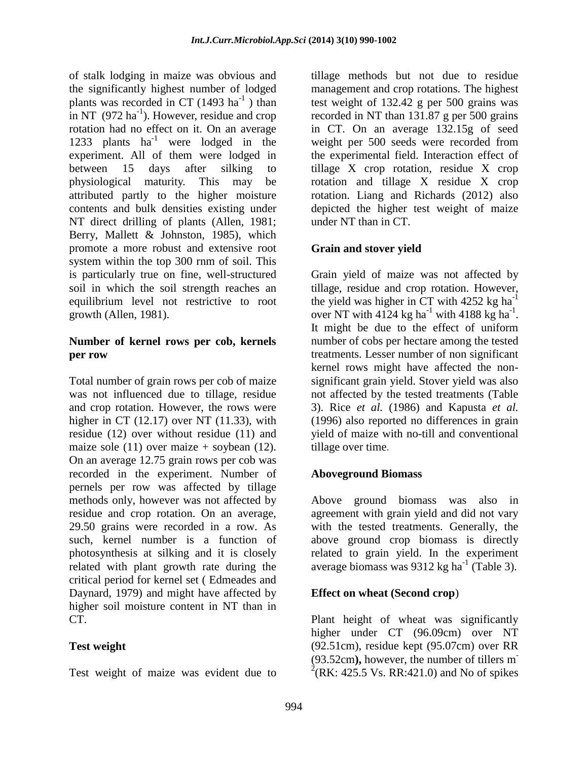of stalk lodging in maize was obvious and the significantly highest number of lodged plants was recorded in CT (1493 $ha^{-1}$ ) than in NT (972 $ha^{-1}$). However, residue and crop rotation had no effect on it. On an average 1233 plants $ha^{-1}$ were lodged in the experiment. All of them were lodged in between 15 days after silking to physiological maturity. This may be attributed partly to the higher moisture contents and bulk densities existing under NT direct drilling of plants (Allen, 1981; Berry, Mallett & Johnston, 1985), which promote a more robust and extensive root system within the top 300 rnm of soil. This is particularly true on fine, well-structured soil in which the soil strength reaches an equilibrium level not restrictive to root growth (Allen, 1981).

### Number of kernel rows per cob, kernels per row

Total number of grain rows per cob of maize was not influenced due to tillage, residue and crop rotation. However, the rows were higher in CT (12.17) over NT (11.33), with residue (12) over without residue (11) and maize sole (11) over maize + soybean (12). On an average 12.75 grain rows per cob was recorded in the experiment. Number of pernels per row was affected by tillage methods only, however was not affected by residue and crop rotation. On an average, 29.50 grains were recorded in a row. As such, kernel number is a function of photosynthesis at silking and it is closely related with plant growth rate during the critical period for kernel set ( Edmeades and Daynard, 1979) and might have affected by higher soil moisture content in NT than in CT.

### Test weight

Test weight of maize was evident due to tillage methods but not due to residue management and crop rotations. The highest test weight of 132.42 g per 500 grains was recorded in NT than 131.87 g per 500 grains in CT. On an average 132.15g of seed weight per 500 seeds were recorded from the experimental field. Interaction effect of tillage X crop rotation, residue X crop rotation and tillage X residue X crop rotation. Liang and Richards (2012) also depicted the higher test weight of maize under NT than in CT.

### Grain and stover yield

Grain yield of maize was not affected by tillage, residue and crop rotation. However, the yield was higher in CT with 4252 kg $ha^{-1}$ over NT with 4124 kg $ha^{-1}$ with 4188 kg $ha^{-1}$. It might be due to the effect of uniform number of cobs per hectare among the tested treatments. Lesser number of non significant kernel rows might have affected the non-significant grain yield. Stover yield was also not affected by the tested treatments (Table 3). Rice *et al.* (1986) and Kapusta *et al.* (1996) also reported no differences in grain yield of maize with no-till and conventional tillage over time.

### Aboveground Biomass

Above ground biomass was also in agreement with grain yield and did not vary with the tested treatments. Generally, the above ground crop biomass is directly related to grain yield. In the experiment average biomass was 9312 kg $ha^{-1}$ (Table 3).

### Effect on wheat (Second crop)

Plant height of wheat was significantly higher under CT (96.09cm) over NT (92.51cm), residue kept (95.07cm) over RR (93.52cm**),** however, the number of tillers $m^{-2}$(RK: 425.5 Vs. RR:421.0) and No of spikes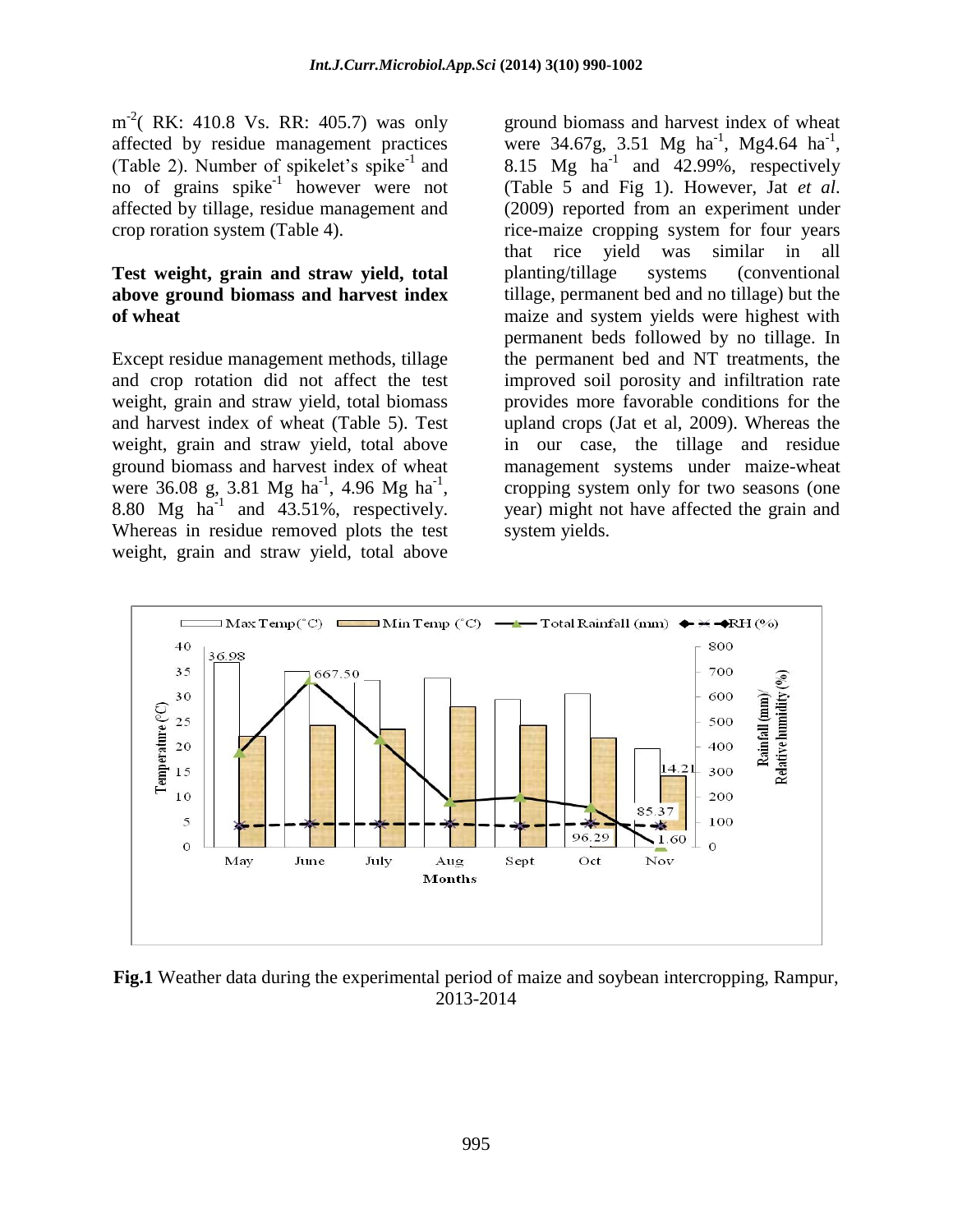$m^{-2}$( RK: 410.8 Vs. RR: 405.7) was only affected by residue management practices (Table 2). Number of spikelet's $spike^{-1}$ and no of grains $spike^{-1}$ however were not affected by tillage, residue management and crop roration system (Table 4).

### Test weight, grain and straw yield, total above ground biomass and harvest index of wheat

Except residue management methods, tillage and crop rotation did not affect the test weight, grain and straw yield, total biomass and harvest index of wheat (Table 5). Test weight, grain and straw yield, total above ground biomass and harvest index of wheat were 36.08 g, 3.81 Mg $ha^{-1}$, 4.96 Mg $ha^{-1}$, 8.80 Mg $ha^{-1}$ and 43.51%, respectively. Whereas in residue removed plots the test weight, grain and straw yield, total above ground biomass and harvest index of wheat were 34.67g, 3.51 Mg $ha^{-1}$, Mg4.64 $ha^{-1}$, 8.15 Mg $ha^{-1}$ and 42.99%, respectively (Table 5 and Fig 1). However, Jat *et al*. (2009) reported from an experiment under rice-maize cropping system for four years that rice yield was similar in all planting/tillage systems (conventional tillage, permanent bed and no tillage) but the maize and system yields were highest with permanent beds followed by no tillage. In the permanent bed and NT treatments, the improved soil porosity and infiltration rate provides more favorable conditions for the upland crops (Jat et al, 2009). Whereas the in our case, the tillage and residue management systems under maize-wheat cropping system only for two seasons (one year) might not have affected the grain and system yields.

**Fig.1** Weather data during the experimental period of maize and soybean intercropping, Rampur, 2013-2014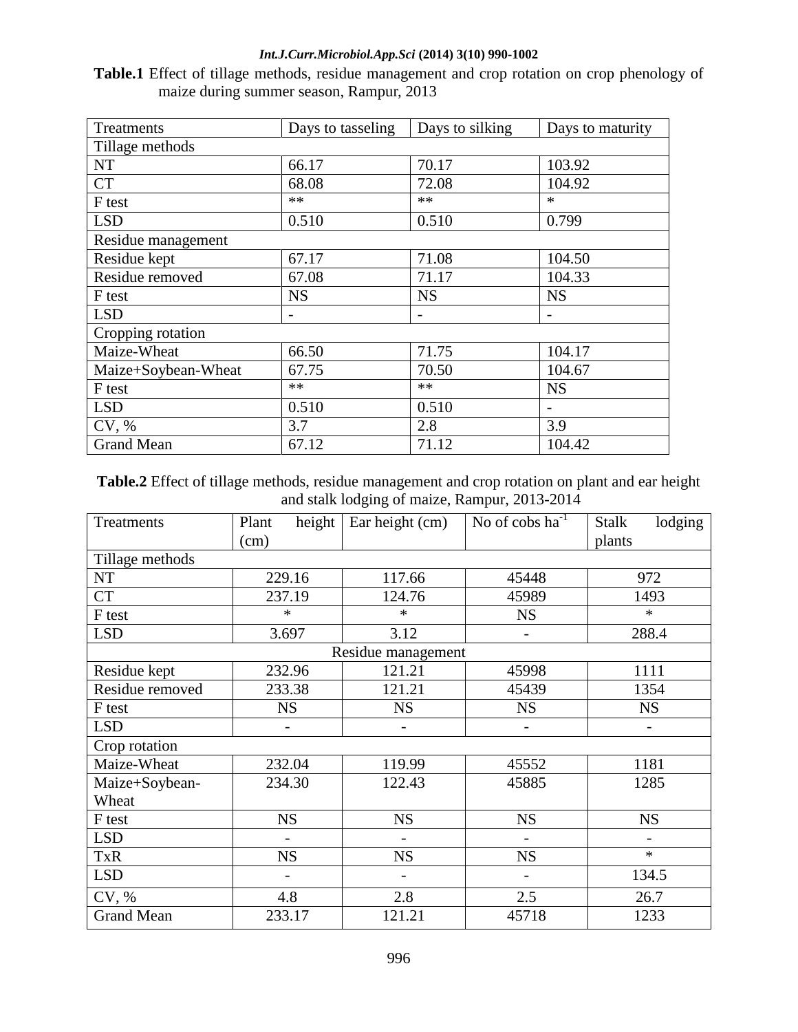**Table.1** Effect of tillage methods, residue management and crop rotation on crop phenology of maize during summer season, Rampur, 2013

| Treatments | Days to tasseling | Days to silking | Days to maturity |
|---|---|---|---|
| Tillage methods | | | |
| NT | 66.17 | 70.17 | 103.92 |
| CT | 68.08 | 72.08 | 104.92 |
| F test | ** | ** | * |
| LSD | 0.510 | 0.510 | 0.799 |
| Residue management | | | |
| Residue kept | 67.17 | 71.08 | 104.50 |
| Residue removed | 67.08 | 71.17 | 104.33 |
| F test | NS | NS | NS |
| LSD | - | - | - |
| Cropping rotation | | | |
| Maize-Wheat | 66.50 | 71.75 | 104.17 |
| Maize+Soybean-Wheat | 67.75 | 70.50 | 104.67 |
| F test | ** | ** | NS |
| LSD | 0.510 | 0.510 | - |
| CV, % | 3.7 | 2.8 | 3.9 |
| Grand Mean | 67.12 | 71.12 | 104.42 |

**Table.2** Effect of tillage methods, residue management and crop rotation on plant and ear height and stalk lodging of maize, Rampur, 2013-2014

| Treatments | Plant height (cm) | Ear height (cm) | No of cobs $ha^{-1}$ | Stalk lodging plants |
|---|---|---|---|---|
| Tillage methods | | | | |
| NT | 229.16 | 117.66 | 45448 | 972 |
| CT | 237.19 | 124.76 | 45989 | 1493 |
| F test | * | * | NS | * |
| LSD | 3.697 | 3.12 | - | 288.4 |
| Residue management | | | | |
| Residue kept | 232.96 | 121.21 | 45998 | 1111 |
| Residue removed | 233.38 | 121.21 | 45439 | 1354 |
| F test | NS | NS | NS | NS |
| LSD | - | - | - | - |
| Crop rotation | | | | |
| Maize-Wheat | 232.04 | 119.99 | 45552 | 1181 |
| Maize+Soybean-Wheat | 234.30 | 122.43 | 45885 | 1285 |
| F test | NS | NS | NS | NS |
| LSD | - | - | - | - |
| TxR | NS | NS | NS | * |
| LSD | - | - | - | 134.5 |
| CV, % | 4.8 | 2.8 | 2.5 | 26.7 |
| Grand Mean | 233.17 | 121.21 | 45718 | 1233 |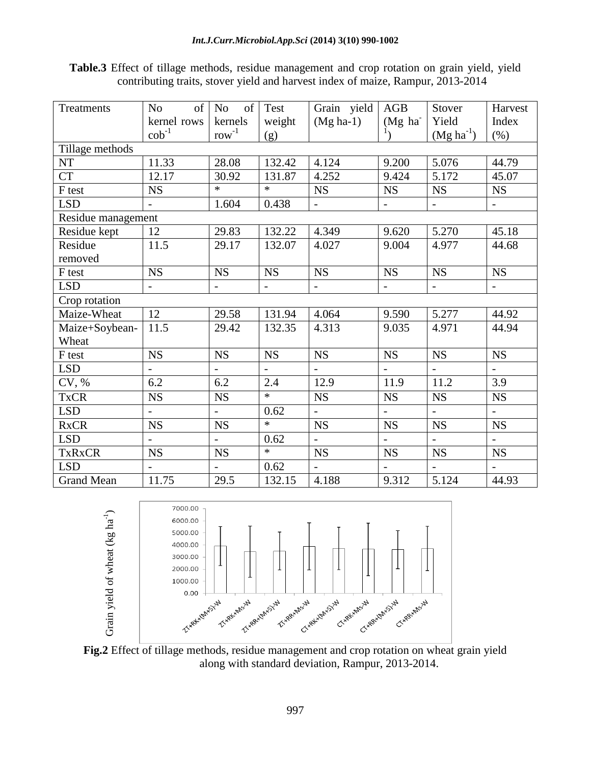**Table.3** Effect of tillage methods, residue management and crop rotation on grain yield, yield contributing traits, stover yield and harvest index of maize, Rampur, 2013-2014

| Treatments | No of kernel rows $cob^{-1}$ | No of kernels $row^{-1}$ | Test weight (g) | Grain yield (Mg ha-1) | AGB (Mg $ha^{-1}$) | Stover Yield (Mg $ha^{-1}$) | Harvest Index (%) |
|---|---|---|---|---|---|---|---|
| Tillage methods | | | | | | | |
| NT | 11.33 | 28.08 | 132.42 | 4.124 | 9.200 | 5.076 | 44.79 |
| CT | 12.17 | 30.92 | 131.87 | 4.252 | 9.424 | 5.172 | 45.07 |
| F test | NS | * | * | NS | NS | NS | NS |
| LSD | - | 1.604 | 0.438 | - | - | - | - |
| Residue management | | | | | | | |
| Residue kept | 12 | 29.83 | 132.22 | 4.349 | 9.620 | 5.270 | 45.18 |
| Residue removed | 11.5 | 29.17 | 132.07 | 4.027 | 9.004 | 4.977 | 44.68 |
| F test | NS | NS | NS | NS | NS | NS | NS |
| LSD | - | - | - | - | - | - | - |
| Crop rotation | | | | | | | |
| Maize-Wheat | 12 | 29.58 | 131.94 | 4.064 | 9.590 | 5.277 | 44.92 |
| Maize+Soybean-Wheat | 11.5 | 29.42 | 132.35 | 4.313 | 9.035 | 4.971 | 44.94 |
| F test | NS | NS | NS | NS | NS | NS | NS |
| LSD | - | - | - | - | - | - | - |
| CV, % | 6.2 | 6.2 | 2.4 | 12.9 | 11.9 | 11.2 | 3.9 |
| TxCR | NS | NS | * | NS | NS | NS | NS |
| LSD | - | - | 0.62 | - | - | - | - |
| RxCR | NS | NS | * | NS | NS | NS | NS |
| LSD | - | - | 0.62 | - | - | - | - |
| TxRxCR | NS | NS | * | NS | NS | NS | NS |
| LSD | - | - | 0.62 | - | - | - | - |
| Grand Mean | 11.75 | 29.5 | 132.15 | 4.188 | 9.312 | 5.124 | 44.93 |

**Fig.2** Effect of tillage methods, residue management and crop rotation on wheat grain yield along with standard deviation, Rampur, 2013-2014.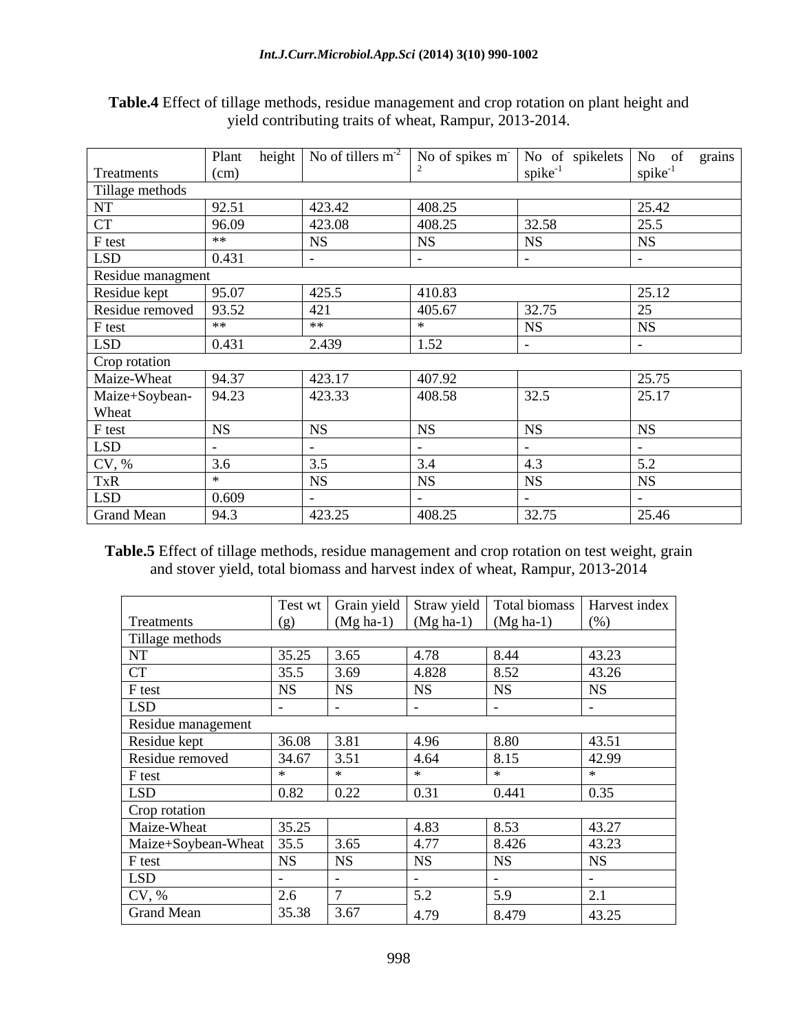**Table.4** Effect of tillage methods, residue management and crop rotation on plant height and yield contributing traits of wheat, Rampur, 2013-2014.

| Treatments | Plant height (cm) | No of tillers $m^{-2}$ | No of spikes $m^{-2}$ | No of spikelets $spike^{-1}$ | No of grains $spike^{-1}$ |
|---|---|---|---|---|---|
| Tillage methods | | | | | |
| NT | 92.51 | 423.42 | 408.25 | | 25.42 |
| CT | 96.09 | 423.08 | 408.25 | 32.58 | 25.5 |
| F test | ** | NS | NS | NS | NS |
| LSD | 0.431 | - | - | - | - |
| Residue managment | | | | | |
| Residue kept | 95.07 | 425.5 | 410.83 | | 25.12 |
| Residue removed | 93.52 | 421 | 405.67 | 32.75 | 25 |
| F test | ** | ** | * | NS | NS |
| LSD | 0.431 | 2.439 | 1.52 | - | - |
| Crop rotation | | | | | |
| Maize-Wheat | 94.37 | 423.17 | 407.92 | | 25.75 |
| Maize+Soybean-Wheat | 94.23 | 423.33 | 408.58 | 32.5 | 25.17 |
| F test | NS | NS | NS | NS | NS |
| LSD | - | - | - | - | - |
| CV, % | 3.6 | 3.5 | 3.4 | 4.3 | 5.2 |
| TxR | * | NS | NS | NS | NS |
| LSD | 0.609 | - | - | - | - |
| Grand Mean | 94.3 | 423.25 | 408.25 | 32.75 | 25.46 |

**Table.5** Effect of tillage methods, residue management and crop rotation on test weight, grain and stover yield, total biomass and harvest index of wheat, Rampur, 2013-2014

| Treatments | Test wt (g) | Grain yield (Mg ha-1) | Straw yield (Mg ha-1) | Total biomass (Mg ha-1) | Harvest index (%) |
|---|---|---|---|---|---|
| Tillage methods | | | | | |
| NT | 35.25 | 3.65 | 4.78 | 8.44 | 43.23 |
| CT | 35.5 | 3.69 | 4.828 | 8.52 | 43.26 |
| F test | NS | NS | NS | NS | NS |
| LSD | - | - | - | - | - |
| Residue management | | | | | |
| Residue kept | 36.08 | 3.81 | 4.96 | 8.80 | 43.51 |
| Residue removed | 34.67 | 3.51 | 4.64 | 8.15 | 42.99 |
| F test | * | * | * | * | * |
| LSD | 0.82 | 0.22 | 0.31 | 0.441 | 0.35 |
| Crop rotation | | | | | |
| Maize-Wheat | 35.25 | | 4.83 | 8.53 | 43.27 |
| Maize+Soybean-Wheat | 35.5 | 3.65 | 4.77 | 8.426 | 43.23 |
| F test | NS | NS | NS | NS | NS |
| LSD | - | - | - | - | - |
| CV, % | 2.6 | 7 | 5.2 | 5.9 | 2.1 |
| Grand Mean | 35.38 | 3.67 | 4.79 | 8.479 | 43.25 |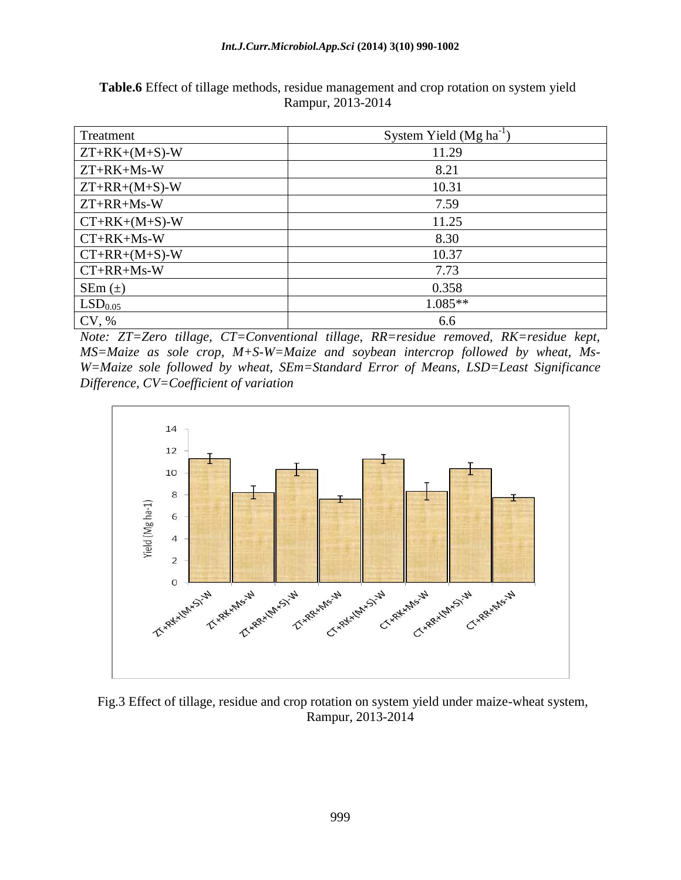**Table.6** Effect of tillage methods, residue management and crop rotation on system yield Rampur, 2013-2014

| Treatment | System Yield (Mg $ha^{-1}$) |
|---|---|
| ZT+RK+(M+S)-W | 11.29 |
| ZT+RK+Ms-W | 8.21 |
| ZT+RR+(M+S)-W | 10.31 |
| ZT+RR+Ms-W | 7.59 |
| CT+RK+(M+S)-W | 11.25 |
| CT+RK+Ms-W | 8.30 |
| CT+RR+(M+S)-W | 10.37 |
| CT+RR+Ms-W | 7.73 |
| SEm (±) | 0.358 |
| $LSD_{0.05}$ | 1.085** |
| CV, % | 6.6 |

*Note: ZT=Zero tillage, CT=Conventional tillage, RR=residue removed, RK=residue kept, MS=Maize as sole crop, M+S-W=Maize and soybean intercrop followed by wheat, Ms-W=Maize sole followed by wheat, SEm=Standard Error of Means, LSD=Least Significance Difference, CV=Coefficient of variation*

Fig.3 Effect of tillage, residue and crop rotation on system yield under maize-wheat system, Rampur, 2013-2014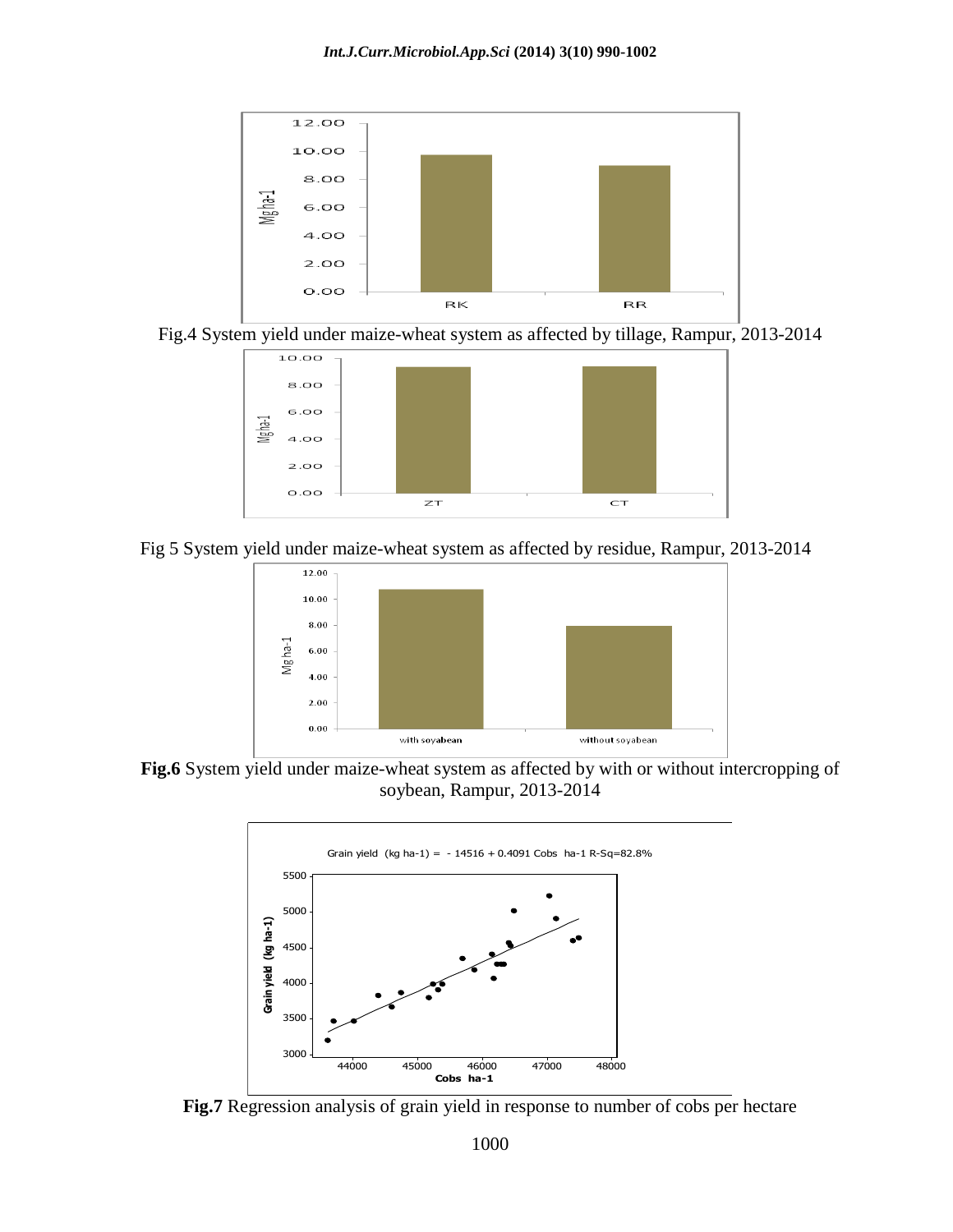Fig.4 System yield under maize-wheat system as affected by tillage, Rampur, 2013-2014

Fig 5 System yield under maize-wheat system as affected by residue, Rampur, 2013-2014

**Fig.6** System yield under maize-wheat system as affected by with or without intercropping of soybean, Rampur, 2013-2014

**Fig.7** Regression analysis of grain yield in response to number of cobs per hectare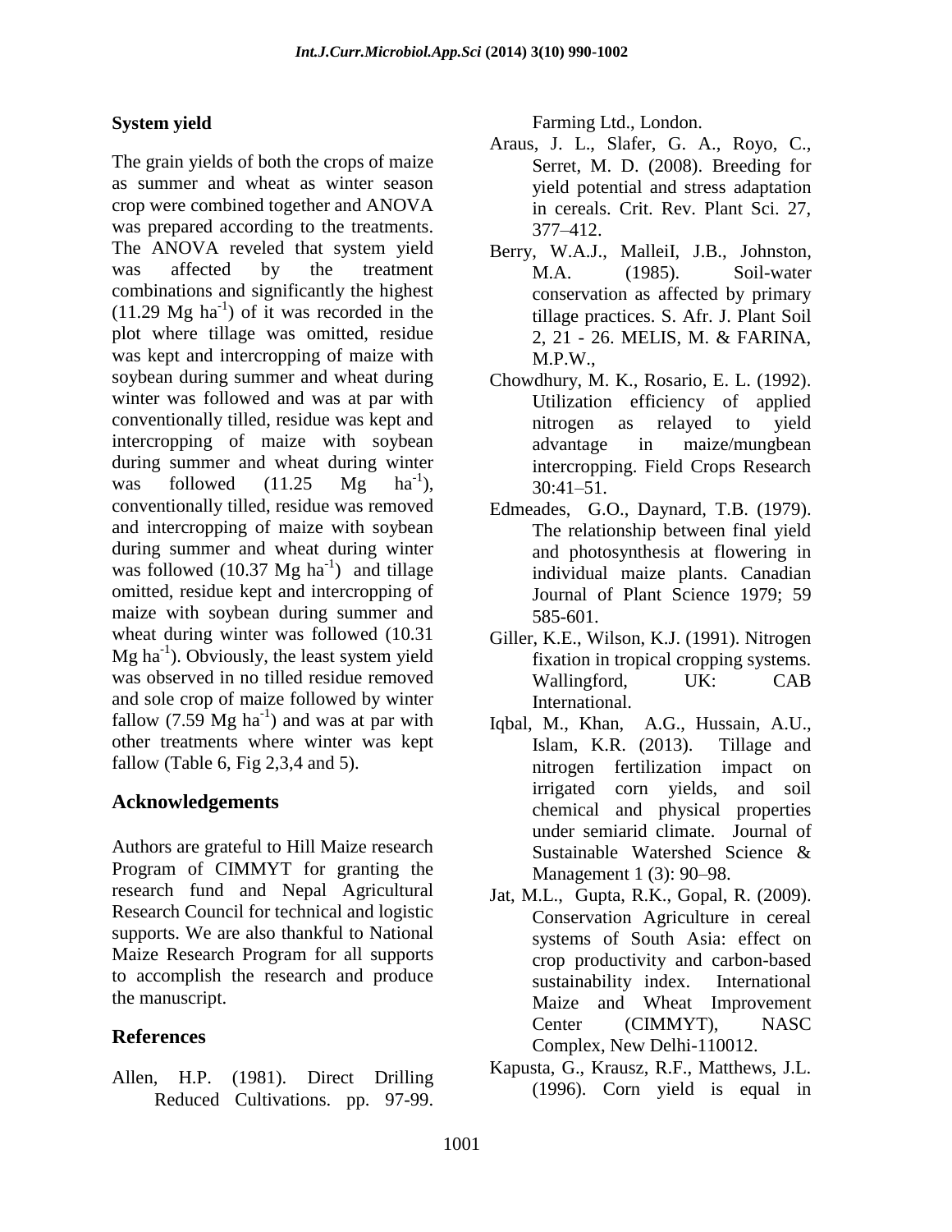## System yield

The grain yields of both the crops of maize as summer and wheat as winter season crop were combined together and ANOVA was prepared according to the treatments. The ANOVA reveled that system yield was affected by the treatment combinations and significantly the highest (11.29 Mg $ha^{-1}$) of it was recorded in the plot where tillage was omitted, residue was kept and intercropping of maize with soybean during summer and wheat during winter was followed and was at par with conventionally tilled, residue was kept and intercropping of maize with soybean during summer and wheat during winter was followed (11.25 Mg $ha^{-1}$), conventionally tilled, residue was removed and intercropping of maize with soybean during summer and wheat during winter was followed (10.37 Mg $ha^{-1}$) and tillage omitted, residue kept and intercropping of maize with soybean during summer and wheat during winter was followed (10.31 Mg $ha^{-1}$). Obviously, the least system yield was observed in no tilled residue removed and sole crop of maize followed by winter fallow (7.59 Mg $ha^{-1}$) and was at par with other treatments where winter was kept fallow (Table 6, Fig 2,3,4 and 5).

## Acknowledgements

Authors are grateful to Hill Maize research Program of CIMMYT for granting the research fund and Nepal Agricultural Research Council for technical and logistic supports. We are also thankful to National Maize Research Program for all supports to accomplish the research and produce the manuscript.

## References

Allen, H.P. (1981). Direct Drilling Reduced Cultivations. pp. 97-99. Farming Ltd., London.

Araus, J. L., Slafer, G. A., Royo, C., Serret, M. D. (2008). Breeding for yield potential and stress adaptation in cereals. Crit. Rev. Plant Sci. 27, 377–412.

Berry, W.A.J., MalleiI, J.B., Johnston, M.A. (1985). Soil-water conservation as affected by primary tillage practices. S. Afr. J. Plant Soil 2, 21 - 26. MELIS, M. & FARINA, M.P.W.,

Chowdhury, M. K., Rosario, E. L. (1992). Utilization efficiency of applied nitrogen as relayed to yield advantage in maize/mungbean intercropping. Field Crops Research 30:41–51.

Edmeades, G.O., Daynard, T.B. (1979). The relationship between final yield and photosynthesis at flowering in individual maize plants. Canadian Journal of Plant Science 1979; 59 585-601.

Giller, K.E., Wilson, K.J. (1991). Nitrogen fixation in tropical cropping systems. Wallingford, UK: CAB International.

Iqbal, M., Khan, A.G., Hussain, A.U., Islam, K.R. (2013). Tillage and nitrogen fertilization impact on irrigated corn yields, and soil chemical and physical properties under semiarid climate. Journal of Sustainable Watershed Science & Management 1 (3): 90–98.

Jat, M.L., Gupta, R.K., Gopal, R. (2009). Conservation Agriculture in cereal systems of South Asia: effect on crop productivity and carbon-based sustainability index. International Maize and Wheat Improvement Center (CIMMYT), NASC Complex, New Delhi-110012.

Kapusta, G., Krausz, R.F., Matthews, J.L. (1996). Corn yield is equal in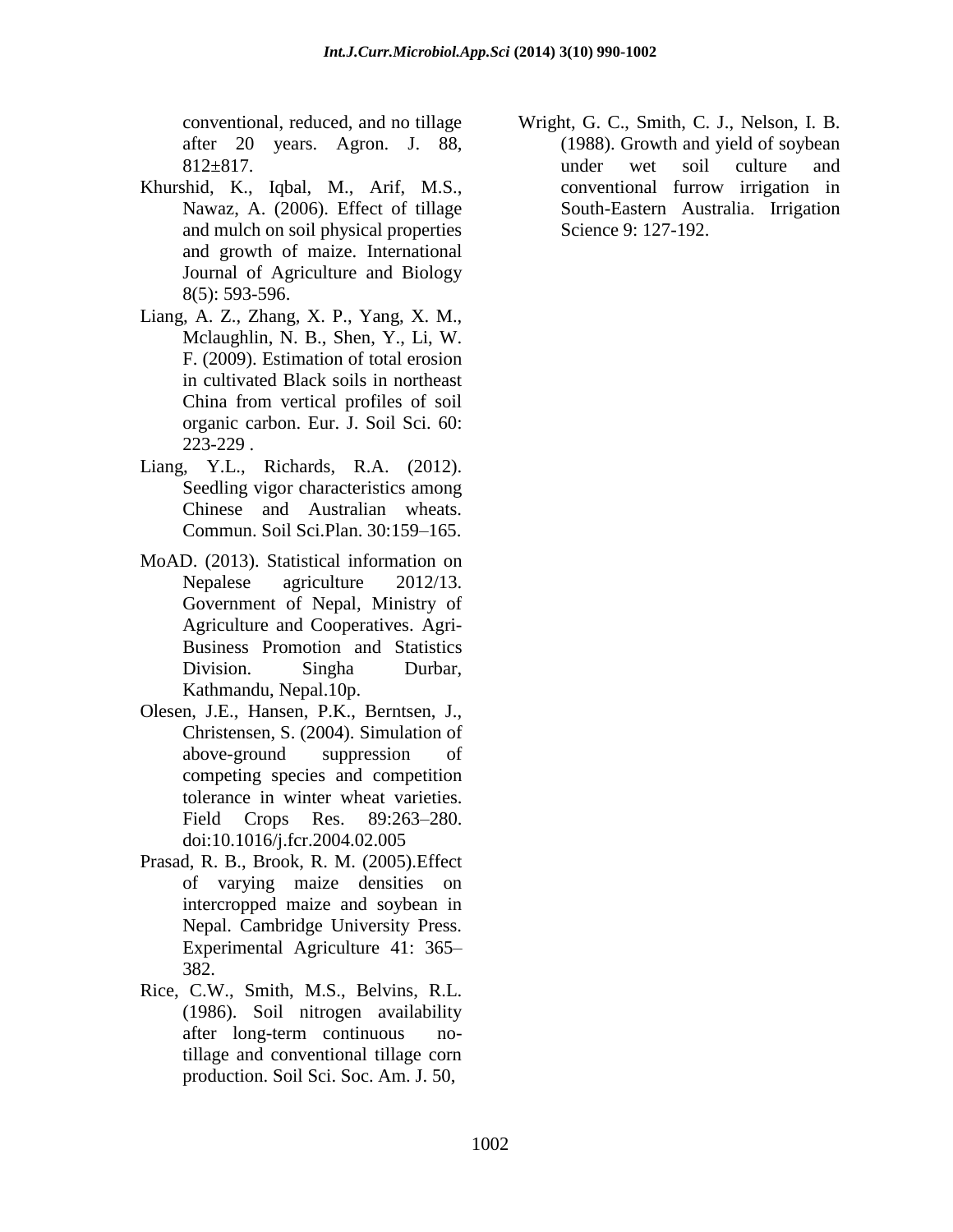conventional, reduced, and no tillage after 20 years. Agron. J. 88, 812±817.

Khurshid, K., Iqbal, M., Arif, M.S., Nawaz, A. (2006). Effect of tillage and mulch on soil physical properties and growth of maize. International Journal of Agriculture and Biology 8(5): 593-596.

Liang, A. Z., Zhang, X. P., Yang, X. M., Mclaughlin, N. B., Shen, Y., Li, W. F. (2009). Estimation of total erosion in cultivated Black soils in northeast China from vertical profiles of soil organic carbon. Eur. J. Soil Sci. 60: 223-229 .

Liang, Y.L., Richards, R.A. (2012). Seedling vigor characteristics among Chinese and Australian wheats. Commun. Soil Sci.Plan. 30:159–165.

MoAD. (2013). Statistical information on Nepalese agriculture 2012/13. Government of Nepal, Ministry of Agriculture and Cooperatives. Agri-Business Promotion and Statistics Division. Singha Durbar, Kathmandu, Nepal.10p.

Olesen, J.E., Hansen, P.K., Berntsen, J., Christensen, S. (2004). Simulation of above-ground suppression of competing species and competition tolerance in winter wheat varieties. Field Crops Res. 89:263–280. doi:10.1016/j.fcr.2004.02.005

Prasad, R. B., Brook, R. M. (2005).Effect of varying maize densities on intercropped maize and soybean in Nepal. Cambridge University Press. Experimental Agriculture 41: 365–382.

Rice, C.W., Smith, M.S., Belvins, R.L. (1986). Soil nitrogen availability after long-term continuous no-tillage and conventional tillage corn production. Soil Sci. Soc. Am. J. 50,

Wright, G. C., Smith, C. J., Nelson, I. B. (1988). Growth and yield of soybean under wet soil culture and conventional furrow irrigation in South-Eastern Australia. Irrigation Science 9: 127-192.